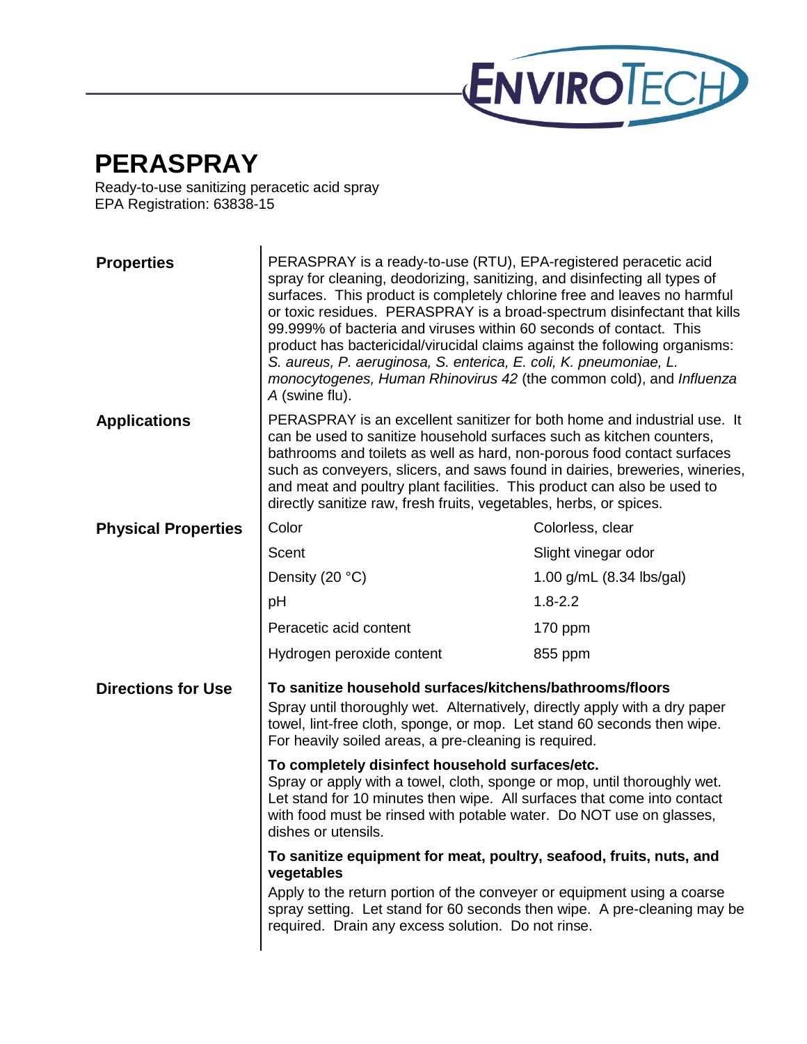# PERASPRAY

Ready-to-use sanitizing peracetic acid spray
EPA Registration: 63838-15

## Properties

PERASPRAY is a ready-to-use (RTU), EPA-registered peracetic acid spray for cleaning, deodorizing, sanitizing, and disinfecting all types of surfaces. This product is completely chlorine free and leaves no harmful or toxic residues. PERASPRAY is a broad-spectrum disinfectant that kills 99.999% of bacteria and viruses within 60 seconds of contact. This product has bactericidal/virucidal claims against the following organisms: *S. aureus, P. aeruginosa, S. enterica, E. coli, K. pneumoniae, L. monocytogenes, Human Rhinovirus 42* (the common cold), and *Influenza A* (swine flu).

## Applications

PERASPRAY is an excellent sanitizer for both home and industrial use. It can be used to sanitize household surfaces such as kitchen counters, bathrooms and toilets as well as hard, non-porous food contact surfaces such as conveyers, slicers, and saws found in dairies, breweries, wineries, and meat and poultry plant facilities. This product can also be used to directly sanitize raw, fresh fruits, vegetables, herbs, or spices.

## Physical Properties

| Property | Value |
|---|---|
| Color | Colorless, clear |
| Scent | Slight vinegar odor |
| Density (20 °C) | 1.00 g/mL (8.34 lbs/gal) |
| pH | 1.8-2.2 |
| Peracetic acid content | 170 ppm |
| Hydrogen peroxide content | 855 ppm |

## Directions for Use

**To sanitize household surfaces/kitchens/bathrooms/floors**

Spray until thoroughly wet. Alternatively, directly apply with a dry paper towel, lint-free cloth, sponge, or mop. Let stand 60 seconds then wipe. For heavily soiled areas, a pre-cleaning is required.

**To completely disinfect household surfaces/etc.**

Spray or apply with a towel, cloth, sponge or mop, until thoroughly wet. Let stand for 10 minutes then wipe. All surfaces that come into contact with food must be rinsed with potable water. Do NOT use on glasses, dishes or utensils.

**To sanitize equipment for meat, poultry, seafood, fruits, nuts, and vegetables**

Apply to the return portion of the conveyer or equipment using a coarse spray setting. Let stand for 60 seconds then wipe. A pre-cleaning may be required. Drain any excess solution. Do not rinse.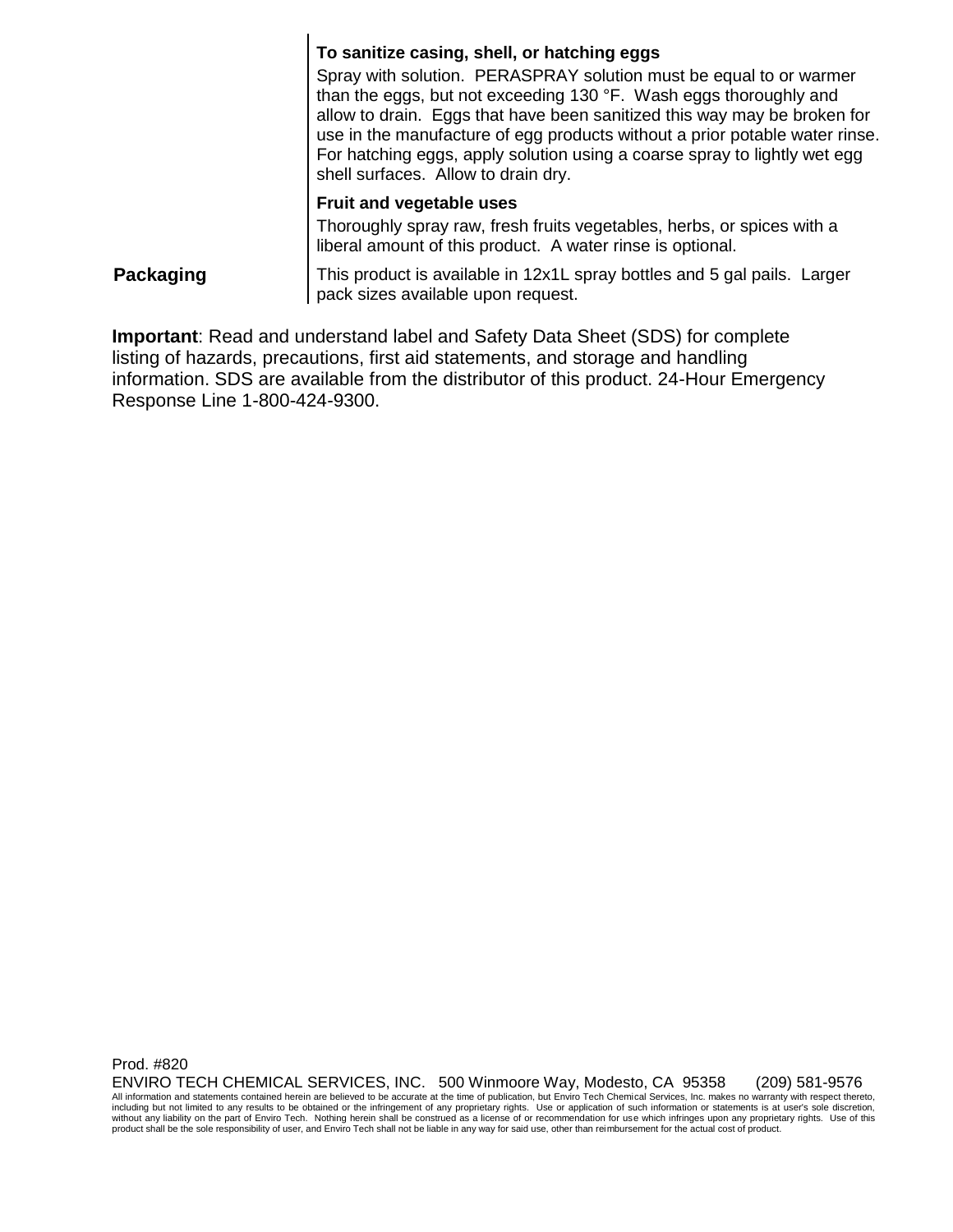|  |  |
| --- | --- |
|  | **To sanitize casing, shell, or hatching eggs**<br>Spray with solution. PERASPRAY solution must be equal to or warmer than the eggs, but not exceeding 130 °F. Wash eggs thoroughly and allow to drain. Eggs that have been sanitized this way may be broken for use in the manufacture of egg products without a prior potable water rinse. For hatching eggs, apply solution using a coarse spray to lightly wet egg shell surfaces. Allow to drain dry.<br>**Fruit and vegetable uses**<br>Thoroughly spray raw, fresh fruits vegetables, herbs, or spices with a liberal amount of this product. A water rinse is optional. |
| **Packaging** | This product is available in 12x1L spray bottles and 5 gal pails. Larger pack sizes available upon request. |

**Important**: Read and understand label and Safety Data Sheet (SDS) for complete listing of hazards, precautions, first aid statements, and storage and handling information. SDS are available from the distributor of this product. 24-Hour Emergency Response Line 1-800-424-9300.

Prod. #820

ENVIRO TECH CHEMICAL SERVICES, INC. 500 Winmoore Way, Modesto, CA 95358 (209) 581-9576

All information and statements contained herein are believed to be accurate at the time of publication, but Enviro Tech Chemical Services, Inc. makes no warranty with respect thereto, including but not limited to any results to be obtained or the infringement of any proprietary rights. Use or application of such information or statements is at user's sole discretion, without any liability on the part of Enviro Tech. Nothing herein shall be construed as a license of or recommendation for use which infringes upon any proprietary rights. Use of this product shall be the sole responsibility of user, and Enviro Tech shall not be liable in any way for said use, other than reimbursement for the actual cost of product.